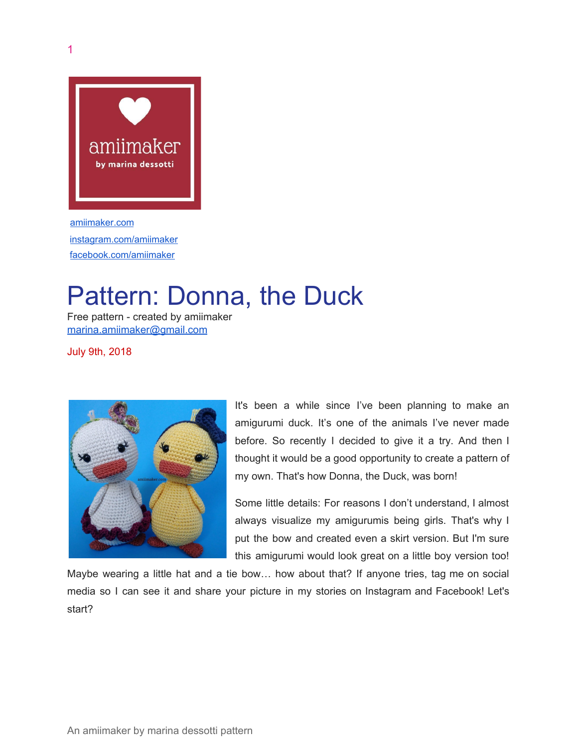amiimaker.com
instagram.com/amiimaker
facebook.com/amiimaker

# Pattern: Donna, the Duck

Free pattern - created by amiimaker
marina.amiimaker@gmail.com

July 9th, 2018

It's been a while since I've been planning to make an amigurumi duck. It's one of the animals I've never made before. So recently I decided to give it a try. And then I thought it would be a good opportunity to create a pattern of my own. That's how Donna, the Duck, was born!

Some little details: For reasons I don't understand, I almost always visualize my amigurumis being girls. That's why I put the bow and created even a skirt version. But I'm sure this amigurumi would look great on a little boy version too! Maybe wearing a little hat and a tie bow… how about that? If anyone tries, tag me on social media so I can see it and share your picture in my stories on Instagram and Facebook! Let's start?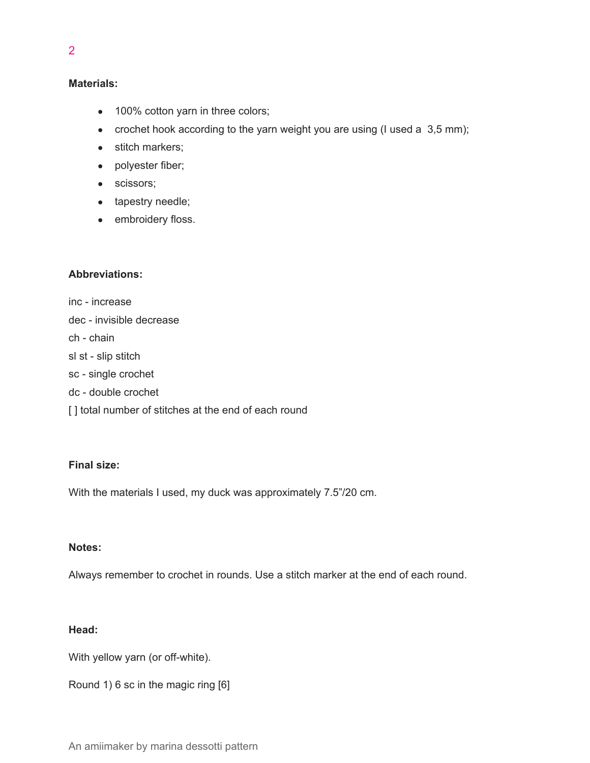**Materials:**

- 100% cotton yarn in three colors;
- crochet hook according to the yarn weight you are using (I used a 3,5 mm);
- stitch markers;
- polyester fiber;
- scissors;
- tapestry needle;
- embroidery floss.

**Abbreviations:**

inc - increase

dec - invisible decrease

ch - chain

sl st - slip stitch

sc - single crochet

dc - double crochet

[ ] total number of stitches at the end of each round

**Final size:**

With the materials I used, my duck was approximately 7.5”/20 cm.

**Notes:**

Always remember to crochet in rounds. Use a stitch marker at the end of each round.

**Head:**

With yellow yarn (or off-white).

Round 1) 6 sc in the magic ring [6]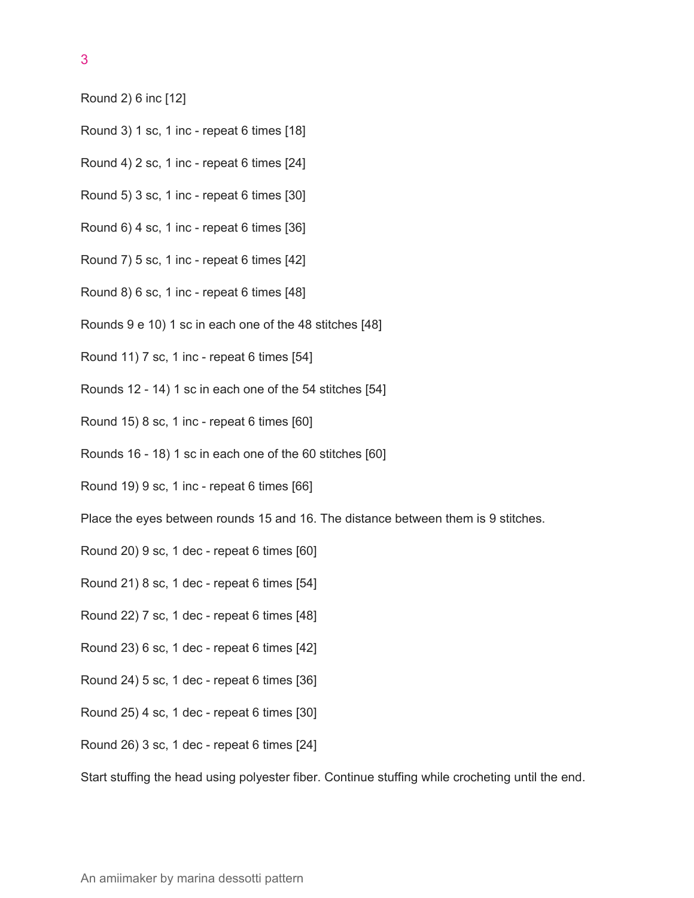Round 2) 6 inc [12]

Round 3) 1 sc, 1 inc - repeat 6 times [18]

Round 4) 2 sc, 1 inc - repeat 6 times [24]

Round 5) 3 sc, 1 inc - repeat 6 times [30]

Round 6) 4 sc, 1 inc - repeat 6 times [36]

Round 7) 5 sc, 1 inc - repeat 6 times [42]

Round 8) 6 sc, 1 inc - repeat 6 times [48]

Rounds 9 e 10) 1 sc in each one of the 48 stitches [48]

Round 11) 7 sc, 1 inc - repeat 6 times [54]

Rounds 12 - 14) 1 sc in each one of the 54 stitches [54]

Round 15) 8 sc, 1 inc - repeat 6 times [60]

Rounds 16 - 18) 1 sc in each one of the 60 stitches [60]

Round 19) 9 sc, 1 inc - repeat 6 times [66]

Place the eyes between rounds 15 and 16. The distance between them is 9 stitches.

Round 20) 9 sc, 1 dec - repeat 6 times [60]

Round 21) 8 sc, 1 dec - repeat 6 times [54]

Round 22) 7 sc, 1 dec - repeat 6 times [48]

Round 23) 6 sc, 1 dec - repeat 6 times [42]

Round 24) 5 sc, 1 dec - repeat 6 times [36]

Round 25) 4 sc, 1 dec - repeat 6 times [30]

Round 26) 3 sc, 1 dec - repeat 6 times [24]

Start stuffing the head using polyester fiber. Continue stuffing while crocheting until the end.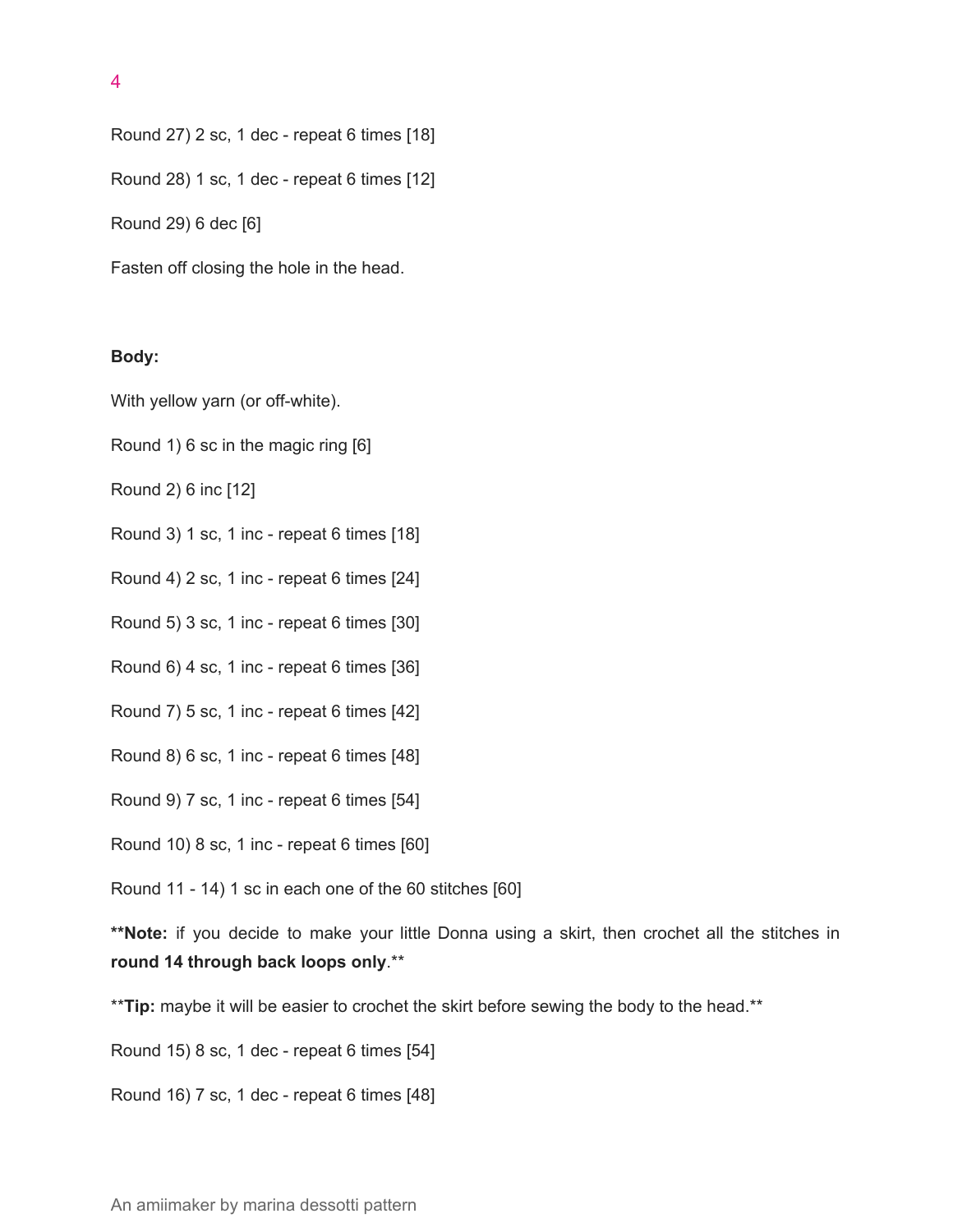Round 27) 2 sc, 1 dec - repeat 6 times [18]

Round 28) 1 sc, 1 dec - repeat 6 times [12]

Round 29) 6 dec [6]

Fasten off closing the hole in the head.

**Body:**

With yellow yarn (or off-white).

Round 1) 6 sc in the magic ring [6]

Round 2) 6 inc [12]

Round 3) 1 sc, 1 inc - repeat 6 times [18]

Round 4) 2 sc, 1 inc - repeat 6 times [24]

Round 5) 3 sc, 1 inc - repeat 6 times [30]

Round 6) 4 sc, 1 inc - repeat 6 times [36]

Round 7) 5 sc, 1 inc - repeat 6 times [42]

Round 8) 6 sc, 1 inc - repeat 6 times [48]

Round 9) 7 sc, 1 inc - repeat 6 times [54]

Round 10) 8 sc, 1 inc - repeat 6 times [60]

Round 11 - 14) 1 sc in each one of the 60 stitches [60]

****Note:** if you decide to make your little Donna using a skirt, then crochet all the stitches in **round 14 through back loops only**.**

****Tip:** maybe it will be easier to crochet the skirt before sewing the body to the head.**

Round 15) 8 sc, 1 dec - repeat 6 times [54]

Round 16) 7 sc, 1 dec - repeat 6 times [48]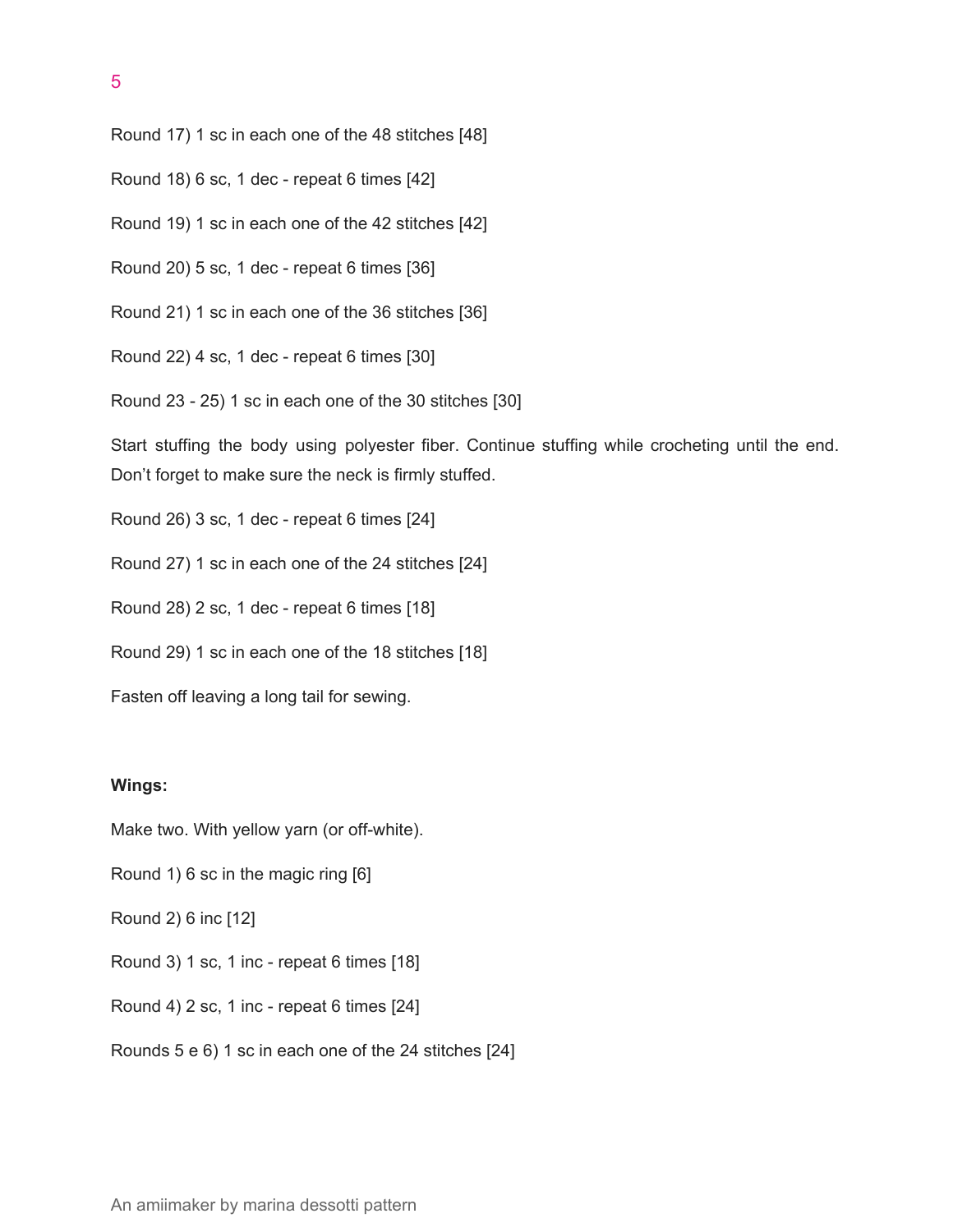Round 17) 1 sc in each one of the 48 stitches [48]

Round 18) 6 sc, 1 dec - repeat 6 times [42]

Round 19) 1 sc in each one of the 42 stitches [42]

Round 20) 5 sc, 1 dec - repeat 6 times [36]

Round 21) 1 sc in each one of the 36 stitches [36]

Round 22) 4 sc, 1 dec - repeat 6 times [30]

Round 23 - 25) 1 sc in each one of the 30 stitches [30]

Start stuffing the body using polyester fiber. Continue stuffing while crocheting until the end. Don't forget to make sure the neck is firmly stuffed.

Round 26) 3 sc, 1 dec - repeat 6 times [24]

Round 27) 1 sc in each one of the 24 stitches [24]

Round 28) 2 sc, 1 dec - repeat 6 times [18]

Round 29) 1 sc in each one of the 18 stitches [18]

Fasten off leaving a long tail for sewing.

**Wings:**

Make two. With yellow yarn (or off-white).

Round 1) 6 sc in the magic ring [6]

Round 2) 6 inc [12]

Round 3) 1 sc, 1 inc - repeat 6 times [18]

Round 4) 2 sc, 1 inc - repeat 6 times [24]

Rounds 5 e 6) 1 sc in each one of the 24 stitches [24]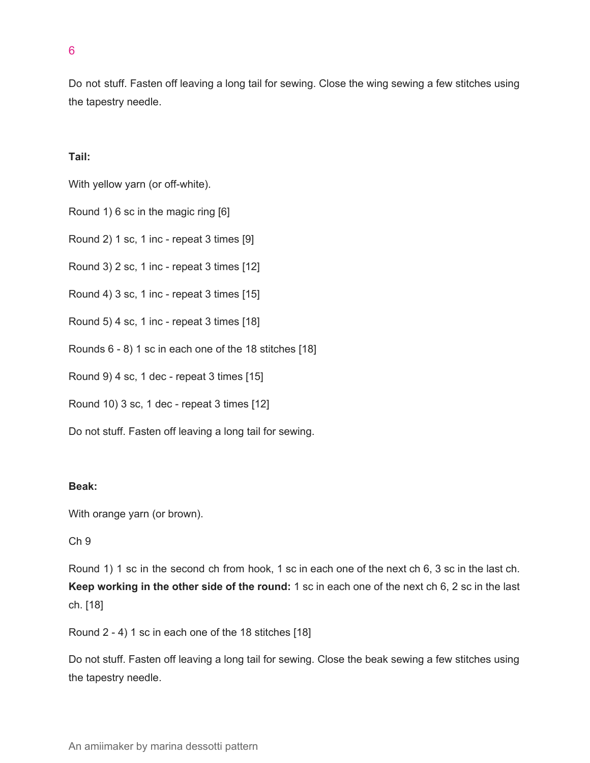Do not stuff. Fasten off leaving a long tail for sewing. Close the wing sewing a few stitches using the tapestry needle.

**Tail:**

With yellow yarn (or off-white).

Round 1) 6 sc in the magic ring [6]

Round 2) 1 sc, 1 inc - repeat 3 times [9]

Round 3) 2 sc, 1 inc - repeat 3 times [12]

Round 4) 3 sc, 1 inc - repeat 3 times [15]

Round 5) 4 sc, 1 inc - repeat 3 times [18]

Rounds 6 - 8) 1 sc in each one of the 18 stitches [18]

Round 9) 4 sc, 1 dec - repeat 3 times [15]

Round 10) 3 sc, 1 dec - repeat 3 times [12]

Do not stuff. Fasten off leaving a long tail for sewing.

**Beak:**

With orange yarn (or brown).

Ch 9

Round 1) 1 sc in the second ch from hook, 1 sc in each one of the next ch 6, 3 sc in the last ch. **Keep working in the other side of the round:** 1 sc in each one of the next ch 6, 2 sc in the last ch. [18]

Round 2 - 4) 1 sc in each one of the 18 stitches [18]

Do not stuff. Fasten off leaving a long tail for sewing. Close the beak sewing a few stitches using the tapestry needle.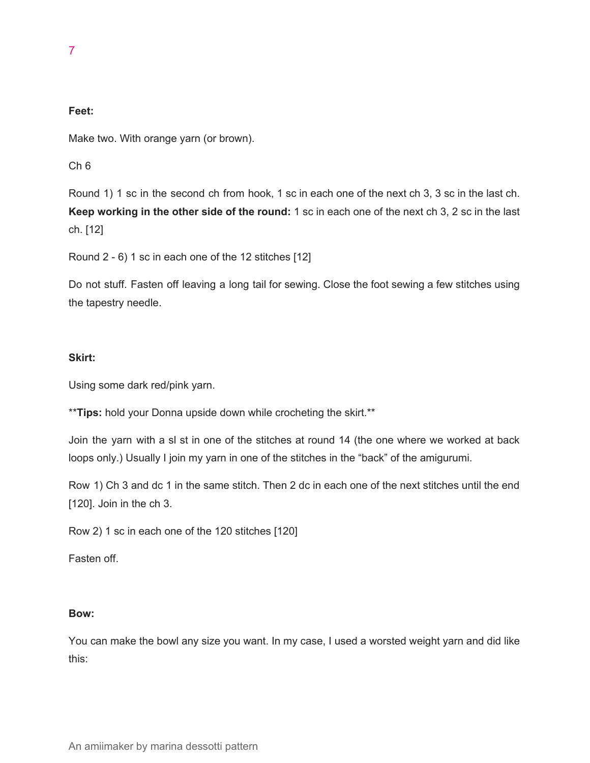**Feet:**

Make two. With orange yarn (or brown).

Ch 6

Round 1) 1 sc in the second ch from hook, 1 sc in each one of the next ch 3, 3 sc in the last ch. **Keep working in the other side of the round:** 1 sc in each one of the next ch 3, 2 sc in the last ch. [12]

Round 2 - 6) 1 sc in each one of the 12 stitches [12]

Do not stuff. Fasten off leaving a long tail for sewing. Close the foot sewing a few stitches using the tapestry needle.

**Skirt:**

Using some dark red/pink yarn.

\*\***Tips:** hold your Donna upside down while crocheting the skirt.\*\*

Join the yarn with a sl st in one of the stitches at round 14 (the one where we worked at back loops only.) Usually I join my yarn in one of the stitches in the "back" of the amigurumi.

Row 1) Ch 3 and dc 1 in the same stitch. Then 2 dc in each one of the next stitches until the end [120]. Join in the ch 3.

Row 2) 1 sc in each one of the 120 stitches [120]

Fasten off.

**Bow:**

You can make the bowl any size you want. In my case, I used a worsted weight yarn and did like this: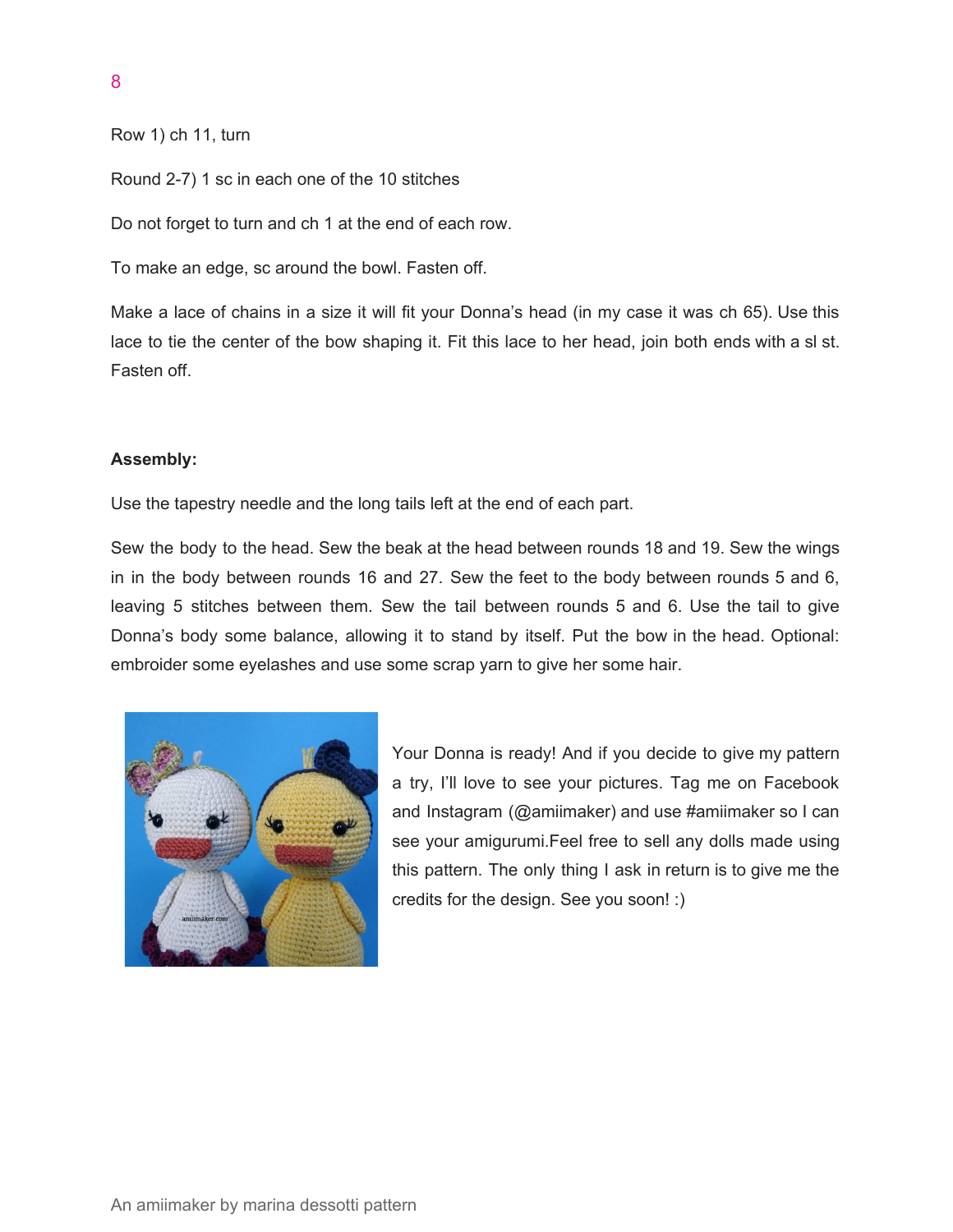Row 1) ch 11, turn

Round 2-7) 1 sc in each one of the 10 stitches

Do not forget to turn and ch 1 at the end of each row.

To make an edge, sc around the bowl. Fasten off.

Make a lace of chains in a size it will fit your Donna's head (in my case it was ch 65). Use this lace to tie the center of the bow shaping it. Fit this lace to her head, join both ends with a sl st. Fasten off.

**Assembly:**

Use the tapestry needle and the long tails left at the end of each part.

Sew the body to the head. Sew the beak at the head between rounds 18 and 19. Sew the wings in in the body between rounds 16 and 27. Sew the feet to the body between rounds 5 and 6, leaving 5 stitches between them. Sew the tail between rounds 5 and 6. Use the tail to give Donna's body some balance, allowing it to stand by itself. Put the bow in the head. Optional: embroider some eyelashes and use some scrap yarn to give her some hair.

Your Donna is ready! And if you decide to give my pattern a try, I'll love to see your pictures. Tag me on Facebook and Instagram (@amiimaker) and use #amiimaker so I can see your amigurumi.Feel free to sell any dolls made using this pattern. The only thing I ask in return is to give me the credits for the design. See you soon! :)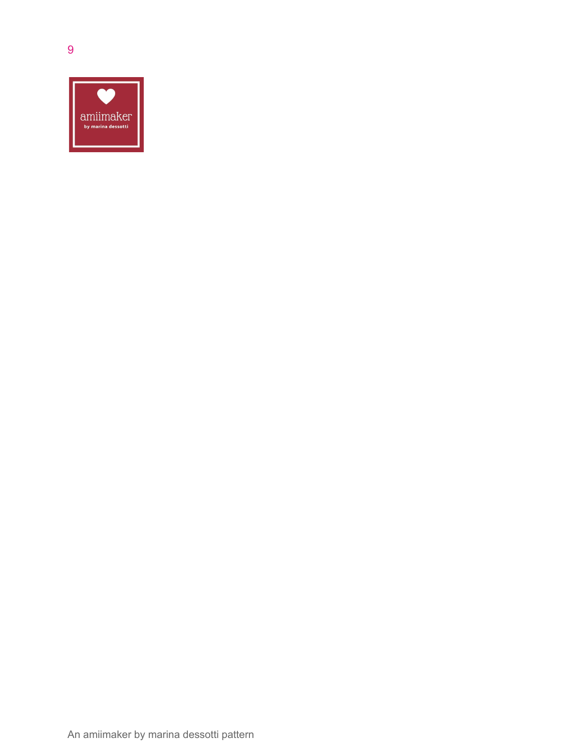amiimaker

by marina dessotti